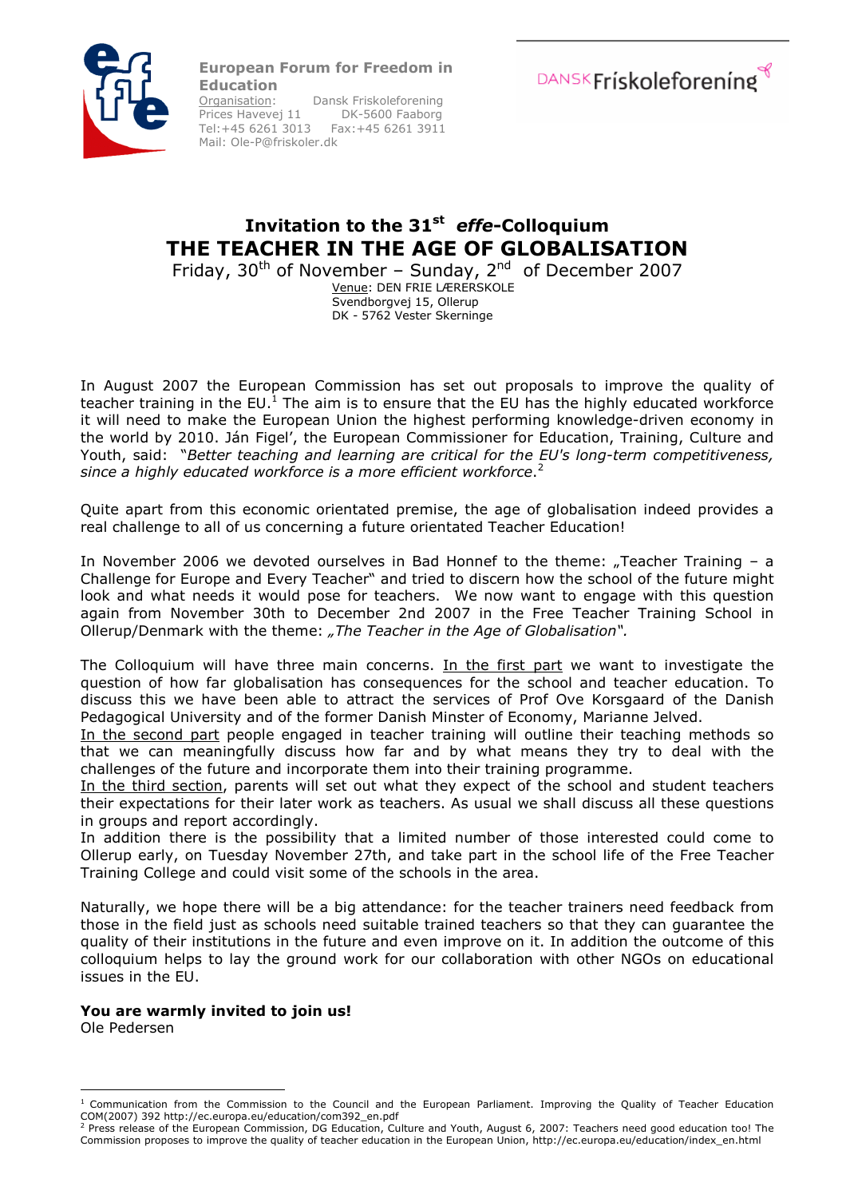**European Forum for Freedom in Education**
Organisation: Dansk Friskoleforening
Prices Havevej 11 DK-5600 Faaborg
Tel:+45 6261 3013 Fax:+45 6261 3911
Mail: Ole-P@friskoler.dk

DANSK Friskoleforening

# Invitation to the 31st *effe*-Colloquium

# THE TEACHER IN THE AGE OF GLOBALISATION

Friday, 30th of November – Sunday, 2nd of December 2007

Venue: DEN FRIE LÆRERSKOLE
Svendborgvej 15, Ollerup
DK - 5762 Vester Skerninge

In August 2007 the European Commission has set out proposals to improve the quality of teacher training in the EU.[1] The aim is to ensure that the EU has the highly educated workforce it will need to make the European Union the highest performing knowledge-driven economy in the world by 2010. Ján Figel', the European Commissioner for Education, Training, Culture and Youth, said: "*Better teaching and learning are critical for the EU's long-term competitiveness, since a highly educated workforce is a more efficient workforce*.[2]

Quite apart from this economic orientated premise, the age of globalisation indeed provides a real challenge to all of us concerning a future orientated Teacher Education!

In November 2006 we devoted ourselves in Bad Honnef to the theme: „Teacher Training – a Challenge for Europe and Every Teacher" and tried to discern how the school of the future might look and what needs it would pose for teachers. We now want to engage with this question again from November 30th to December 2nd 2007 in the Free Teacher Training School in Ollerup/Denmark with the theme: *„The Teacher in the Age of Globalisation".*

The Colloquium will have three main concerns. In the first part we want to investigate the question of how far globalisation has consequences for the school and teacher education. To discuss this we have been able to attract the services of Prof Ove Korsgaard of the Danish Pedagogical University and of the former Danish Minster of Economy, Marianne Jelved.
In the second part people engaged in teacher training will outline their teaching methods so that we can meaningfully discuss how far and by what means they try to deal with the challenges of the future and incorporate them into their training programme.
In the third section, parents will set out what they expect of the school and student teachers their expectations for their later work as teachers. As usual we shall discuss all these questions in groups and report accordingly.
In addition there is the possibility that a limited number of those interested could come to Ollerup early, on Tuesday November 27th, and take part in the school life of the Free Teacher Training College and could visit some of the schools in the area.

Naturally, we hope there will be a big attendance: for the teacher trainers need feedback from those in the field just as schools need suitable trained teachers so that they can guarantee the quality of their institutions in the future and even improve on it. In addition the outcome of this colloquium helps to lay the ground work for our collaboration with other NGOs on educational issues in the EU.

**You are warmly invited to join us!**
Ole Pedersen

---

[1] Communication from the Commission to the Council and the European Parliament. Improving the Quality of Teacher Education COM(2007) 392 http://ec.europa.eu/education/com392_en.pdf

[2] Press release of the European Commission, DG Education, Culture and Youth, August 6, 2007: Teachers need good education too! The Commission proposes to improve the quality of teacher education in the European Union, http://ec.europa.eu/education/index_en.html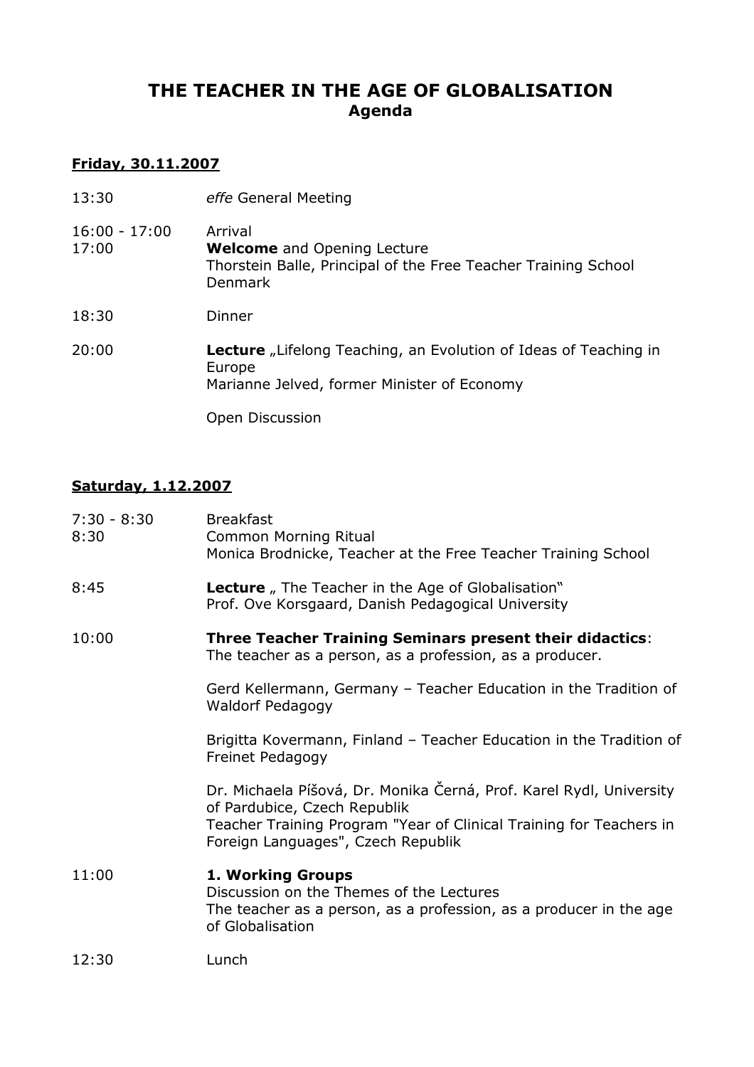# THE TEACHER IN THE AGE OF GLOBALISATION
## Agenda

**Friday, 30.11.2007**

| | |
|---|---|
| 13:30 | *effe* General Meeting |
| 16:00 - 17:00 | Arrival |
| 17:00 | **Welcome** and Opening Lecture<br>Thorstein Balle, Principal of the Free Teacher Training School Denmark |
| 18:30 | Dinner |
| 20:00 | **Lecture** „Lifelong Teaching, an Evolution of Ideas of Teaching in Europe<br>Marianne Jelved, former Minister of Economy<br><br>Open Discussion |

**Saturday, 1.12.2007**

| | |
|---|---|
| 7:30 - 8:30 | Breakfast |
| 8:30 | Common Morning Ritual<br>Monica Brodnicke, Teacher at the Free Teacher Training School |
| 8:45 | **Lecture** „ The Teacher in the Age of Globalisation"<br>Prof. Ove Korsgaard, Danish Pedagogical University |
| 10:00 | **Three Teacher Training Seminars present their didactics**:<br>The teacher as a person, as a profession, as a producer.<br><br>Gerd Kellermann, Germany – Teacher Education in the Tradition of Waldorf Pedagogy<br><br>Brigitta Kovermann, Finland – Teacher Education in the Tradition of Freinet Pedagogy<br><br>Dr. Michaela Píšová, Dr. Monika Černá, Prof. Karel Rydl, University of Pardubice, Czech Republik<br>Teacher Training Program "Year of Clinical Training for Teachers in Foreign Languages", Czech Republik |
| 11:00 | **1. Working Groups**<br>Discussion on the Themes of the Lectures<br>The teacher as a person, as a profession, as a producer in the age of Globalisation |
| 12:30 | Lunch |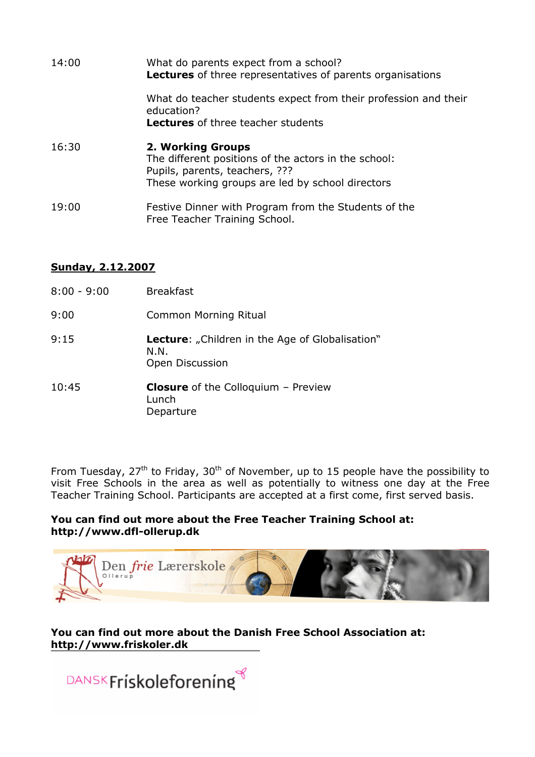| | |
|---|---|
| 14:00 | What do parents expect from a school?<br>**Lectures** of three representatives of parents organisations<br><br>What do teacher students expect from their profession and their education?<br>**Lectures** of three teacher students |
| 16:30 | **2. Working Groups**<br>The different positions of the actors in the school:<br>Pupils, parents, teachers, ???<br>These working groups are led by school directors |
| 19:00 | Festive Dinner with Program from the Students of the Free Teacher Training School. |

**Sunday, 2.12.2007**

| | |
|---|---|
| 8:00 - 9:00 | Breakfast |
| 9:00 | Common Morning Ritual |
| 9:15 | **Lecture**: „Children in the Age of Globalisation"<br>N.N.<br>Open Discussion |
| 10:45 | **Closure** of the Colloquium – Preview<br>Lunch<br>Departure |

From Tuesday, 27th to Friday, 30th of November, up to 15 people have the possibility to visit Free Schools in the area as well as potentially to witness one day at the Free Teacher Training School. Participants are accepted at a first come, first served basis.

**You can find out more about the Free Teacher Training School at:**
**http://www.dfl-ollerup.dk**

Den *frie* Lærerskole
Ollerup

**You can find out more about the Danish Free School Association at:**
**http://www.friskoler.dk**

DANSK Friskoleforening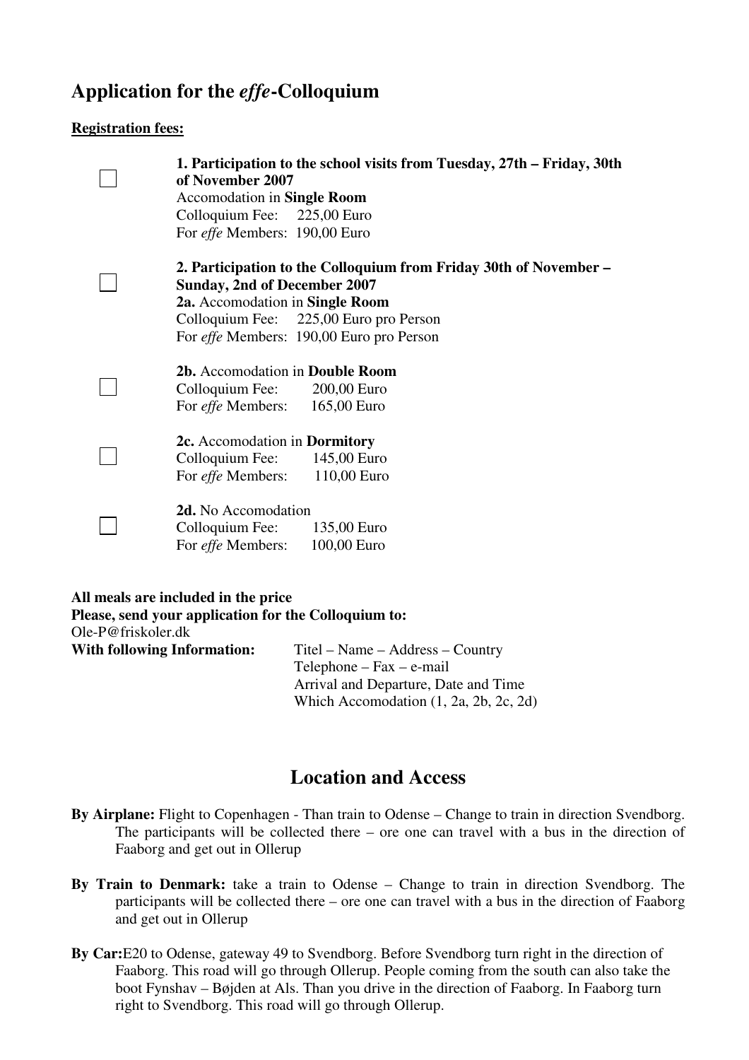## Application for the *effe*-Colloquium

**Registration fees:**

☐ **1. Participation to the school visits from Tuesday, 27th – Friday, 30th of November 2007**
Accomodation in **Single Room**
Colloquium Fee: 225,00 Euro
For *effe* Members: 190,00 Euro

☐ **2. Participation to the Colloquium from Friday 30th of November – Sunday, 2nd of December 2007**
**2a.** Accomodation in **Single Room**
Colloquium Fee: 225,00 Euro pro Person
For *effe* Members: 190,00 Euro pro Person

☐ **2b.** Accomodation in **Double Room**
Colloquium Fee: 200,00 Euro
For *effe* Members: 165,00 Euro

☐ **2c.** Accomodation in **Dormitory**
Colloquium Fee: 145,00 Euro
For *effe* Members: 110,00 Euro

☐ **2d.** No Accomodation
Colloquium Fee: 135,00 Euro
For *effe* Members: 100,00 Euro

**All meals are included in the price**
**Please, send your application for the Colloquium to:**
Ole-P@friskoler.dk
**With following Information:** Titel – Name – Address – Country
Telephone – Fax – e-mail
Arrival and Departure, Date and Time
Which Accomodation (1, 2a, 2b, 2c, 2d)

## Location and Access

**By Airplane:** Flight to Copenhagen - Than train to Odense – Change to train in direction Svendborg. The participants will be collected there – ore one can travel with a bus in the direction of Faaborg and get out in Ollerup

**By Train to Denmark:** take a train to Odense – Change to train in direction Svendborg. The participants will be collected there – ore one can travel with a bus in the direction of Faaborg and get out in Ollerup

**By Car:** E20 to Odense, gateway 49 to Svendborg. Before Svendborg turn right in the direction of Faaborg. This road will go through Ollerup. People coming from the south can also take the boot Fynshav – Bøjden at Als. Than you drive in the direction of Faaborg. In Faaborg turn right to Svendborg. This road will go through Ollerup.